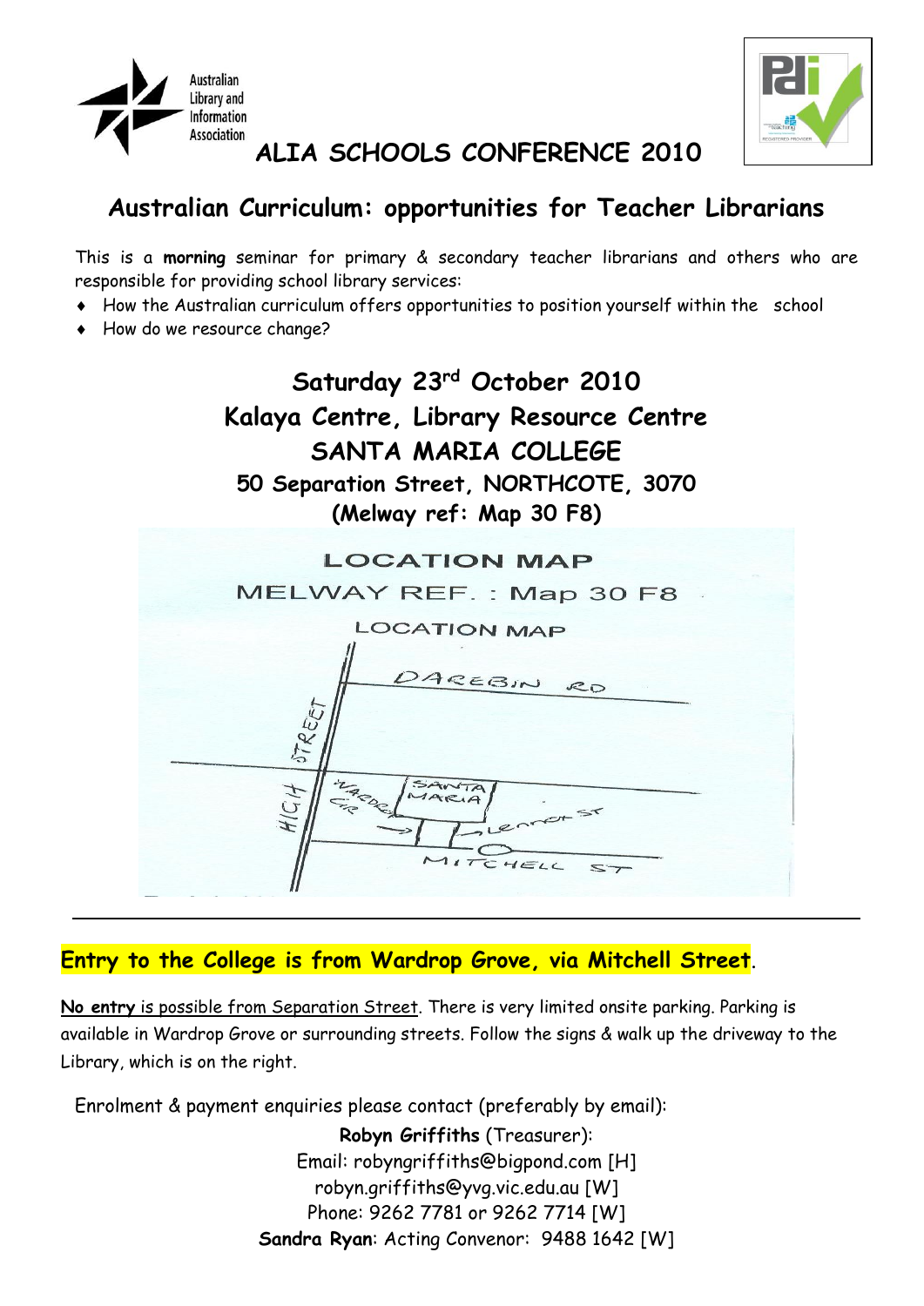Australian Library and Information Association

# ALIA SCHOOLS CONFERENCE 2010

## Australian Curriculum: opportunities for Teacher Librarians

This is a **morning** seminar for primary & secondary teacher librarians and others who are responsible for providing school library services:

- How the Australian curriculum offers opportunities to position yourself within the school
- How do we resource change?

## Saturday 23rd October 2010
## Kalaya Centre, Library Resource Centre
## SANTA MARIA COLLEGE
### 50 Separation Street, NORTHCOTE, 3070
### (Melway ref: Map 30 F8)

LOCATION MAP

MELWAY REF. : Map 30 F8

LOCATION MAP

DAREBIN RD

HIGH STREET

WARDROP GR

SANTA MARIA

LENNOX ST

MITCHELL ST

---

**Entry to the College is from Wardrop Grove, via Mitchell Street**.

**No entry** is possible from Separation Street. There is very limited onsite parking. Parking is available in Wardrop Grove or surrounding streets. Follow the signs & walk up the driveway to the Library, which is on the right.

Enrolment & payment enquiries please contact (preferably by email):

**Robyn Griffiths** (Treasurer):
Email: robyngriffiths@bigpond.com [H]
robyn.griffiths@yvg.vic.edu.au [W]
Phone: 9262 7781 or 9262 7714 [W]
**Sandra Ryan**: Acting Convenor: 9488 1642 [W]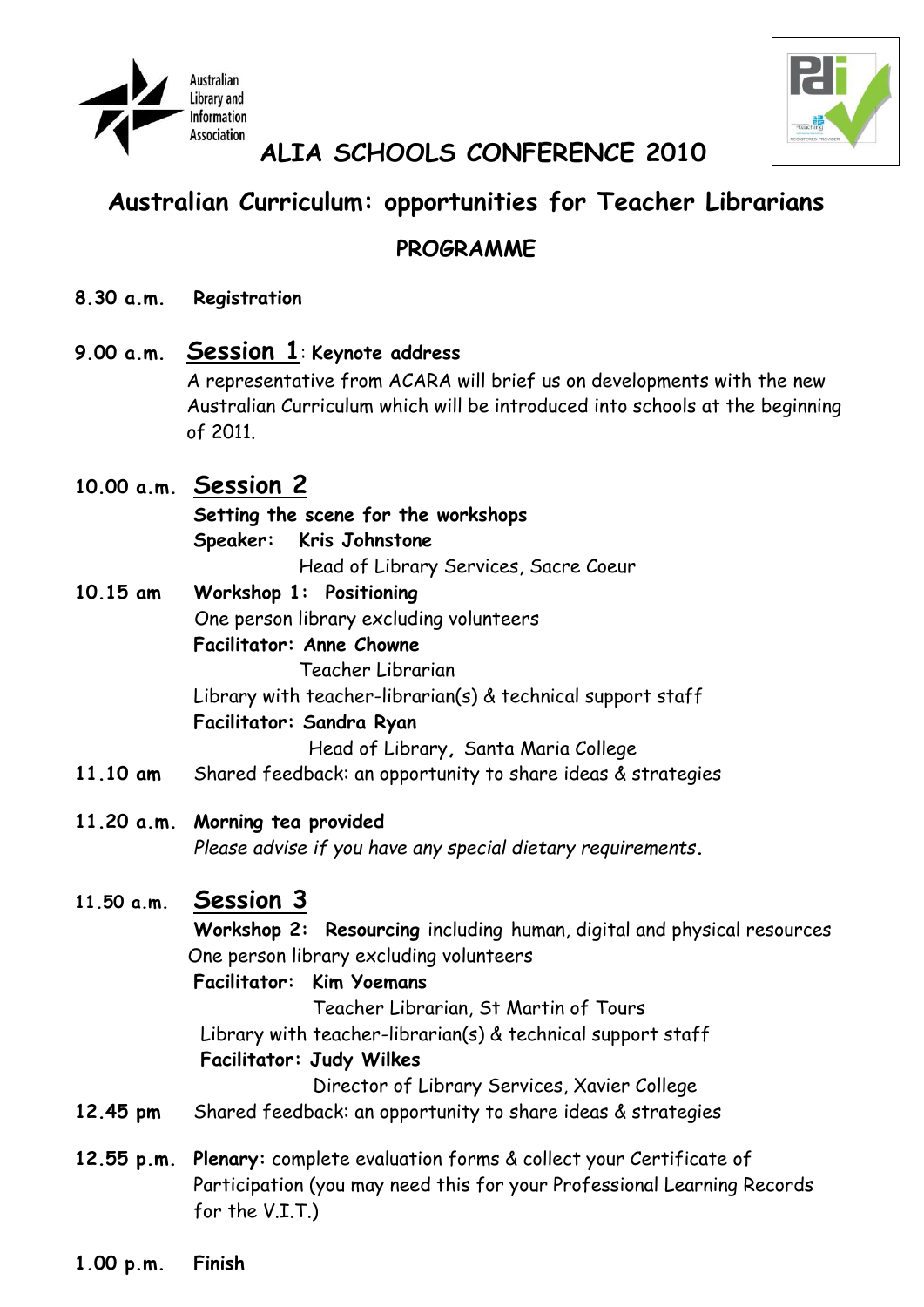Australian Library and Information Association

# ALIA SCHOOLS CONFERENCE 2010

## Australian Curriculum: opportunities for Teacher Librarians

### PROGRAMME

**8.30 a.m.** **Registration**

**9.00 a.m.** **Session 1**: **Keynote address**

A representative from ACARA will brief us on developments with the new Australian Curriculum which will be introduced into schools at the beginning of 2011.

**10.00 a.m.** **Session 2**

**Setting the scene for the workshops**

**Speaker:** **Kris Johnstone**
Head of Library Services, Sacre Coeur

**10.15 am** **Workshop 1: Positioning**

One person library excluding volunteers

**Facilitator: Anne Chowne**
Teacher Librarian

Library with teacher-librarian(s) & technical support staff

**Facilitator: Sandra Ryan**
Head of Library, Santa Maria College

**11.10 am** Shared feedback: an opportunity to share ideas & strategies

**11.20 a.m.** **Morning tea provided**

*Please advise if you have any special dietary requirements.*

**11.50 a.m.** **Session 3**

**Workshop 2: Resourcing** including human, digital and physical resources

One person library excluding volunteers

**Facilitator: Kim Yoemans**
Teacher Librarian, St Martin of Tours

Library with teacher-librarian(s) & technical support staff

**Facilitator: Judy Wilkes**
Director of Library Services, Xavier College

**12.45 pm** Shared feedback: an opportunity to share ideas & strategies

**12.55 p.m.** **Plenary:** complete evaluation forms & collect your Certificate of Participation (you may need this for your Professional Learning Records for the V.I.T.)

**1.00 p.m.** **Finish**